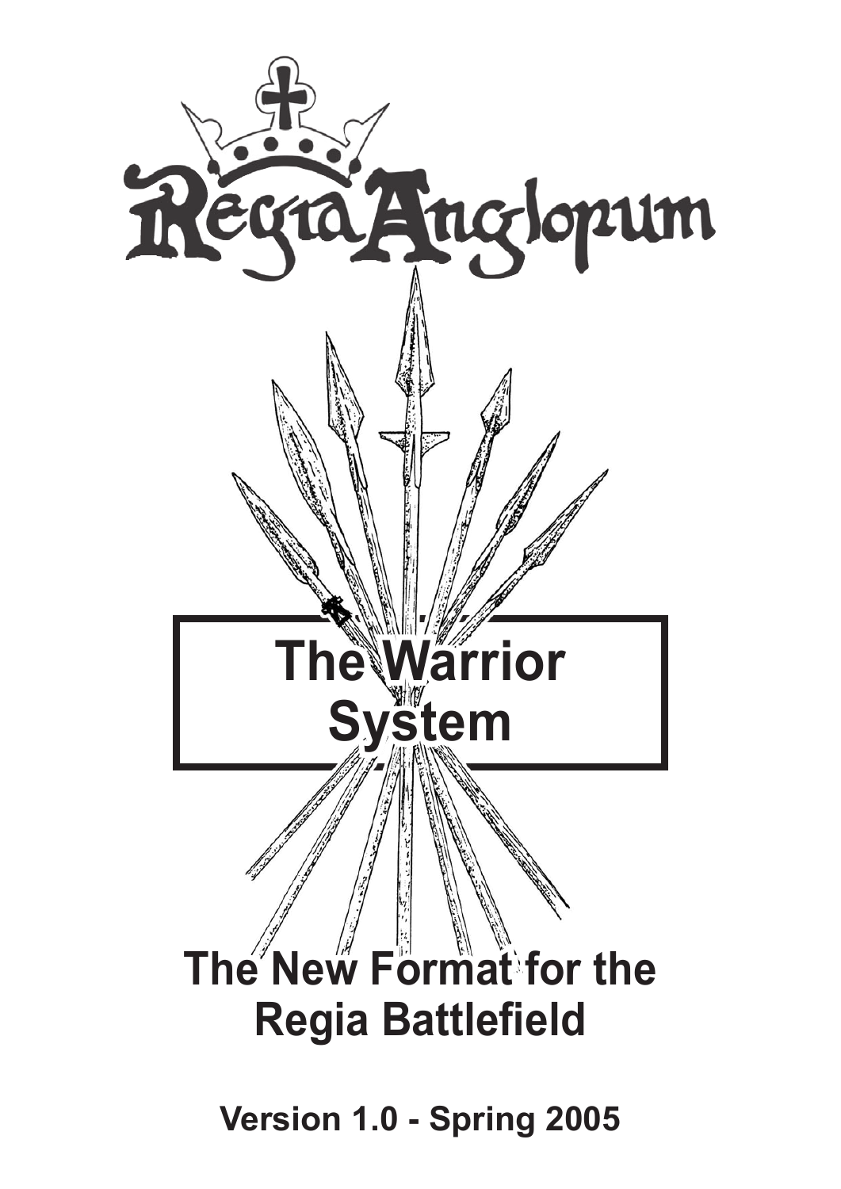# Regia Anglorum

# The Warrior System

## The New Format for the Regia Battlefield

**Version 1.0 - Spring 2005**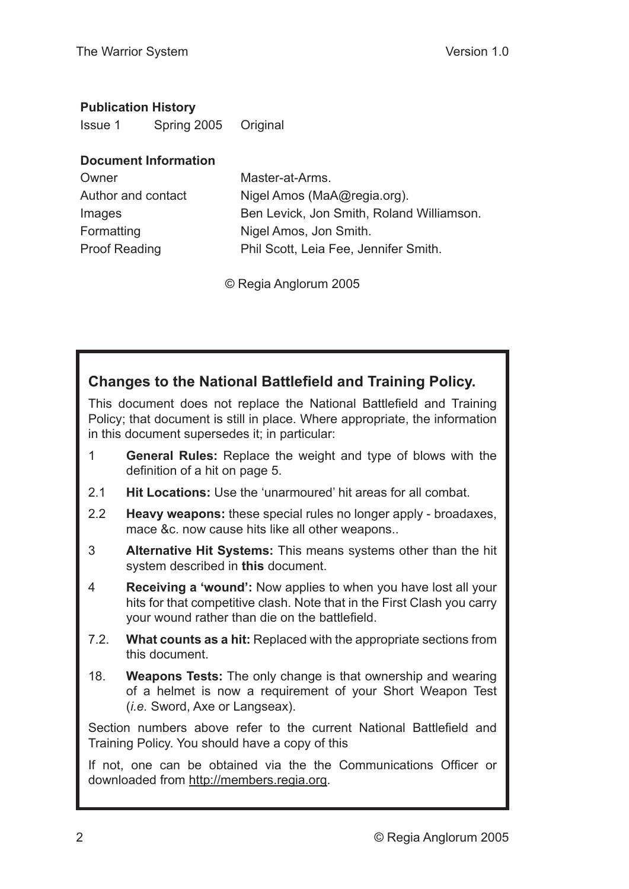**Publication History**

| | | |
|---|---|---|
| Issue 1 | Spring 2005 | Original |

**Document Information**

| | |
|---|---|
| Owner | Master-at-Arms. |
| Author and contact | Nigel Amos (MaA@regia.org). |
| Images | Ben Levick, Jon Smith, Roland Williamson. |
| Formatting | Nigel Amos, Jon Smith. |
| Proof Reading | Phil Scott, Leia Fee, Jennifer Smith. |

© Regia Anglorum 2005

### Changes to the National Battlefield and Training Policy.

This document does not replace the National Battlefield and Training Policy; that document is still in place. Where appropriate, the information in this document supersedes it; in particular:

- 1 **General Rules:** Replace the weight and type of blows with the definition of a hit on page 5.
- 2.1 **Hit Locations:** Use the 'unarmoured' hit areas for all combat.
- 2.2 **Heavy weapons:** these special rules no longer apply - broadaxes, mace &c. now cause hits like all other weapons..
- 3 **Alternative Hit Systems:** This means systems other than the hit system described in **this** document.
- 4 **Receiving a 'wound':** Now applies to when you have lost all your hits for that competitive clash. Note that in the First Clash you carry your wound rather than die on the battlefield.
- 7.2. **What counts as a hit:** Replaced with the appropriate sections from this document.
- 18. **Weapons Tests:** The only change is that ownership and wearing of a helmet is now a requirement of your Short Weapon Test (*i.e.* Sword, Axe or Langseax).

Section numbers above refer to the current National Battlefield and Training Policy. You should have a copy of this

If not, one can be obtained via the the Communications Officer or downloaded from http://members.regia.org.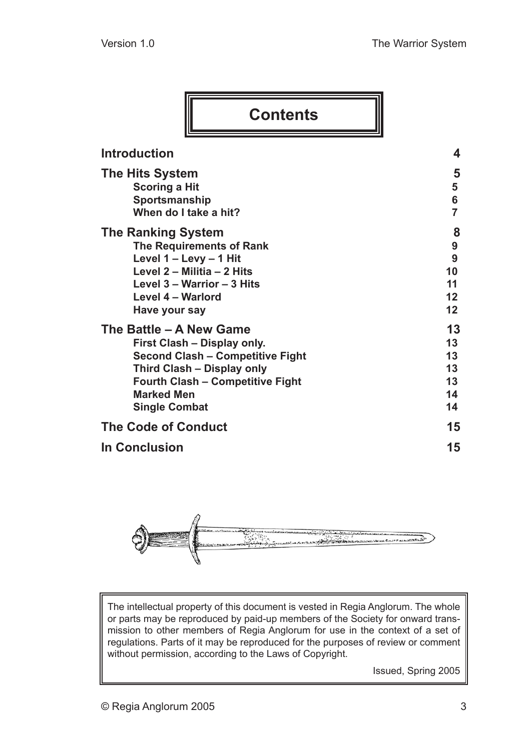# Contents

| | |
|---|---|
| **Introduction** | **4** |
| **The Hits System** | **5** |
| Scoring a Hit | 5 |
| Sportsmanship | 6 |
| When do I take a hit? | 7 |
| **The Ranking System** | **8** |
| The Requirements of Rank | 9 |
| Level 1 – Levy – 1 Hit | 9 |
| Level 2 – Militia – 2 Hits | 10 |
| Level 3 – Warrior – 3 Hits | 11 |
| Level 4 – Warlord | 12 |
| Have your say | 12 |
| **The Battle – A New Game** | **13** |
| First Clash – Display only. | 13 |
| Second Clash – Competitive Fight | 13 |
| Third Clash – Display only | 13 |
| Fourth Clash – Competitive Fight | 13 |
| Marked Men | 14 |
| Single Combat | 14 |
| **The Code of Conduct** | **15** |
| **In Conclusion** | **15** |

The intellectual property of this document is vested in Regia Anglorum. The whole or parts may be reproduced by paid-up members of the Society for onward transmission to other members of Regia Anglorum for use in the context of a set of regulations. Parts of it may be reproduced for the purposes of review or comment without permission, according to the Laws of Copyright.

Issued, Spring 2005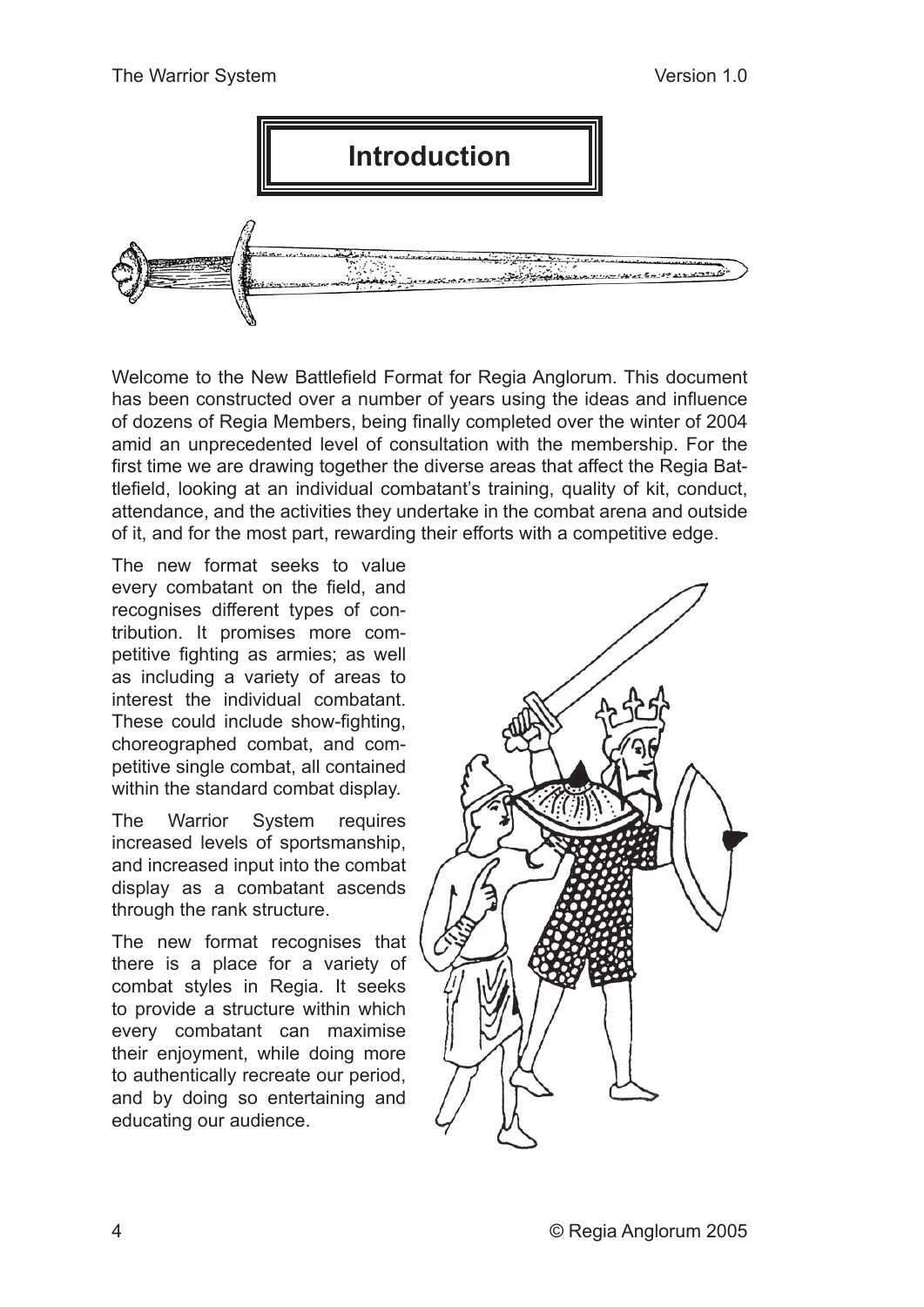# Introduction

Welcome to the New Battlefield Format for Regia Anglorum. This document has been constructed over a number of years using the ideas and influence of dozens of Regia Members, being finally completed over the winter of 2004 amid an unprecedented level of consultation with the membership. For the first time we are drawing together the diverse areas that affect the Regia Battlefield, looking at an individual combatant's training, quality of kit, conduct, attendance, and the activities they undertake in the combat arena and outside of it, and for the most part, rewarding their efforts with a competitive edge.

The new format seeks to value every combatant on the field, and recognises different types of contribution. It promises more competitive fighting as armies; as well as including a variety of areas to interest the individual combatant. These could include show-fighting, choreographed combat, and competitive single combat, all contained within the standard combat display.

The Warrior System requires increased levels of sportsmanship, and increased input into the combat display as a combatant ascends through the rank structure.

The new format recognises that there is a place for a variety of combat styles in Regia. It seeks to provide a structure within which every combatant can maximise their enjoyment, while doing more to authentically recreate our period, and by doing so entertaining and educating our audience.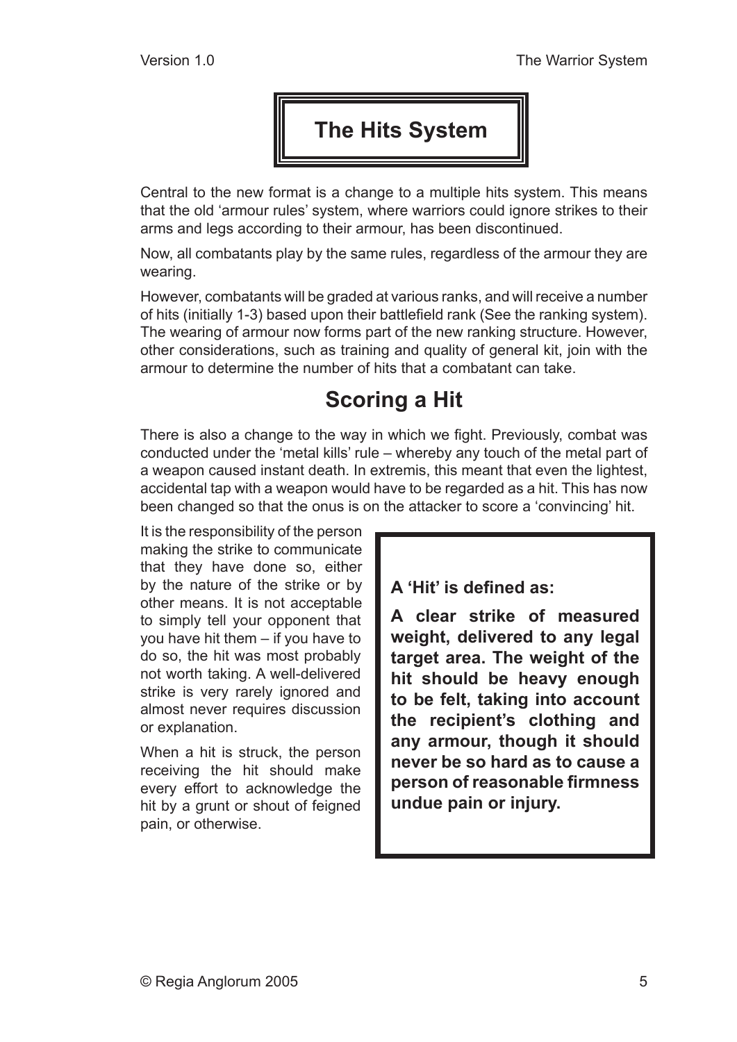# The Hits System

Central to the new format is a change to a multiple hits system. This means that the old 'armour rules' system, where warriors could ignore strikes to their arms and legs according to their armour, has been discontinued.

Now, all combatants play by the same rules, regardless of the armour they are wearing.

However, combatants will be graded at various ranks, and will receive a number of hits (initially 1-3) based upon their battlefield rank (See the ranking system). The wearing of armour now forms part of the new ranking structure. However, other considerations, such as training and quality of general kit, join with the armour to determine the number of hits that a combatant can take.

## Scoring a Hit

There is also a change to the way in which we fight. Previously, combat was conducted under the 'metal kills' rule – whereby any touch of the metal part of a weapon caused instant death. In extremis, this meant that even the lightest, accidental tap with a weapon would have to be regarded as a hit. This has now been changed so that the onus is on the attacker to score a 'convincing' hit.

It is the responsibility of the person making the strike to communicate that they have done so, either by the nature of the strike or by other means. It is not acceptable to simply tell your opponent that you have hit them – if you have to do so, the hit was most probably not worth taking. A well-delivered strike is very rarely ignored and almost never requires discussion or explanation.

When a hit is struck, the person receiving the hit should make every effort to acknowledge the hit by a grunt or shout of feigned pain, or otherwise.

**A 'Hit' is defined as:**

**A clear strike of measured weight, delivered to any legal target area. The weight of the hit should be heavy enough to be felt, taking into account the recipient's clothing and any armour, though it should never be so hard as to cause a person of reasonable firmness undue pain or injury.**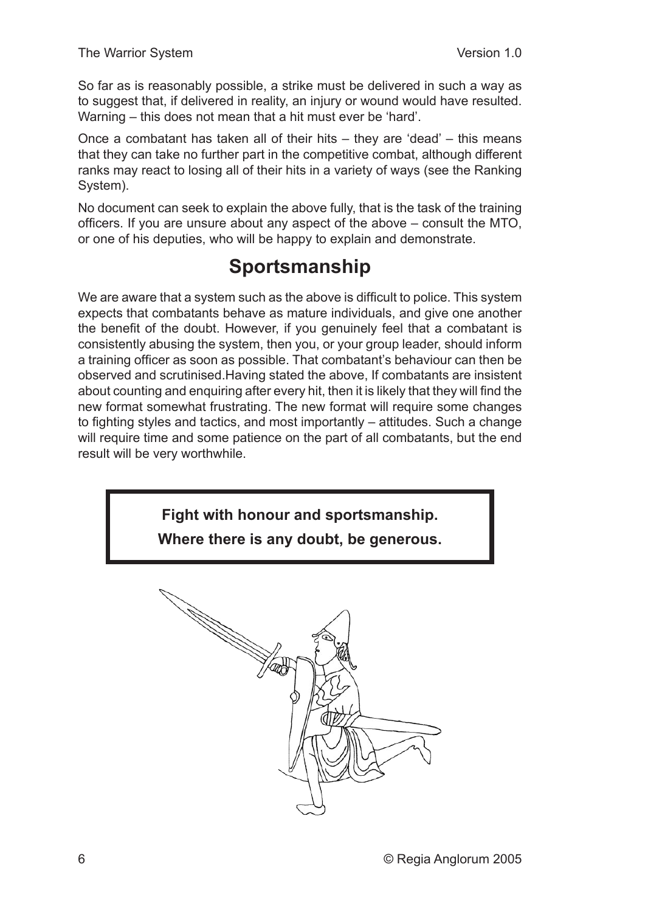So far as is reasonably possible, a strike must be delivered in such a way as to suggest that, if delivered in reality, an injury or wound would have resulted. Warning – this does not mean that a hit must ever be 'hard'.

Once a combatant has taken all of their hits – they are 'dead' – this means that they can take no further part in the competitive combat, although different ranks may react to losing all of their hits in a variety of ways (see the Ranking System).

No document can seek to explain the above fully, that is the task of the training officers. If you are unsure about any aspect of the above – consult the MTO, or one of his deputies, who will be happy to explain and demonstrate.

## Sportsmanship

We are aware that a system such as the above is difficult to police. This system expects that combatants behave as mature individuals, and give one another the benefit of the doubt. However, if you genuinely feel that a combatant is consistently abusing the system, then you, or your group leader, should inform a training officer as soon as possible. That combatant's behaviour can then be observed and scrutinised.Having stated the above, If combatants are insistent about counting and enquiring after every hit, then it is likely that they will find the new format somewhat frustrating. The new format will require some changes to fighting styles and tactics, and most importantly – attitudes. Such a change will require time and some patience on the part of all combatants, but the end result will be very worthwhile.

**Fight with honour and sportsmanship.**

**Where there is any doubt, be generous.**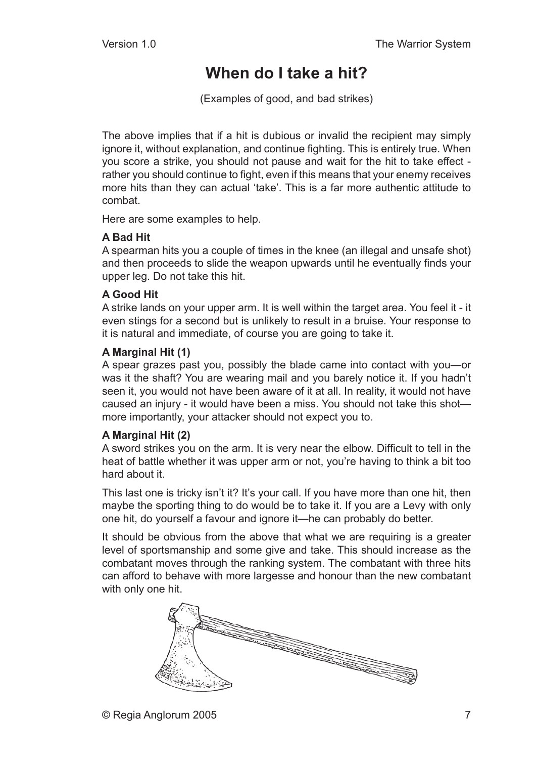# When do I take a hit?

(Examples of good, and bad strikes)

The above implies that if a hit is dubious or invalid the recipient may simply ignore it, without explanation, and continue fighting. This is entirely true. When you score a strike, you should not pause and wait for the hit to take effect - rather you should continue to fight, even if this means that your enemy receives more hits than they can actual 'take'. This is a far more authentic attitude to combat.

Here are some examples to help.

**A Bad Hit**
A spearman hits you a couple of times in the knee (an illegal and unsafe shot) and then proceeds to slide the weapon upwards until he eventually finds your upper leg. Do not take this hit.

**A Good Hit**
A strike lands on your upper arm. It is well within the target area. You feel it - it even stings for a second but is unlikely to result in a bruise. Your response to it is natural and immediate, of course you are going to take it.

**A Marginal Hit (1)**
A spear grazes past you, possibly the blade came into contact with you—or was it the shaft? You are wearing mail and you barely notice it. If you hadn't seen it, you would not have been aware of it at all. In reality, it would not have caused an injury - it would have been a miss. You should not take this shot—more importantly, your attacker should not expect you to.

**A Marginal Hit (2)**
A sword strikes you on the arm. It is very near the elbow. Difficult to tell in the heat of battle whether it was upper arm or not, you're having to think a bit too hard about it.

This last one is tricky isn't it? It's your call. If you have more than one hit, then maybe the sporting thing to do would be to take it. If you are a Levy with only one hit, do yourself a favour and ignore it—he can probably do better.

It should be obvious from the above that what we are requiring is a greater level of sportsmanship and some give and take. This should increase as the combatant moves through the ranking system. The combatant with three hits can afford to behave with more largesse and honour than the new combatant with only one hit.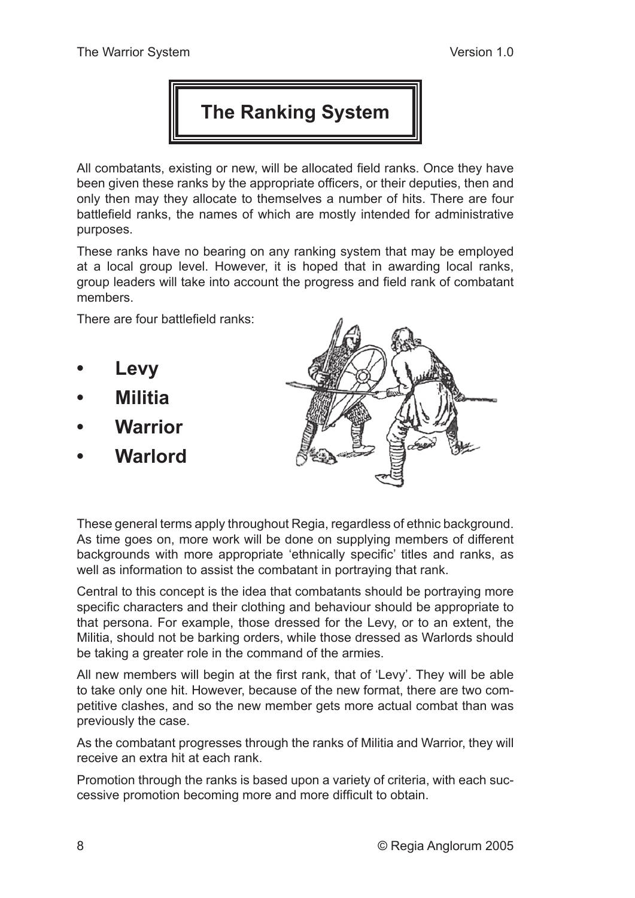# The Ranking System

All combatants, existing or new, will be allocated field ranks. Once they have been given these ranks by the appropriate officers, or their deputies, then and only then may they allocate to themselves a number of hits. There are four battlefield ranks, the names of which are mostly intended for administrative purposes.

These ranks have no bearing on any ranking system that may be employed at a local group level. However, it is hoped that in awarding local ranks, group leaders will take into account the progress and field rank of combatant members.

There are four battlefield ranks:

- **Levy**
- **Militia**
- **Warrior**
- **Warlord**

These general terms apply throughout Regia, regardless of ethnic background. As time goes on, more work will be done on supplying members of different backgrounds with more appropriate 'ethnically specific' titles and ranks, as well as information to assist the combatant in portraying that rank.

Central to this concept is the idea that combatants should be portraying more specific characters and their clothing and behaviour should be appropriate to that persona. For example, those dressed for the Levy, or to an extent, the Militia, should not be barking orders, while those dressed as Warlords should be taking a greater role in the command of the armies.

All new members will begin at the first rank, that of 'Levy'. They will be able to take only one hit. However, because of the new format, there are two competitive clashes, and so the new member gets more actual combat than was previously the case.

As the combatant progresses through the ranks of Militia and Warrior, they will receive an extra hit at each rank.

Promotion through the ranks is based upon a variety of criteria, with each successive promotion becoming more and more difficult to obtain.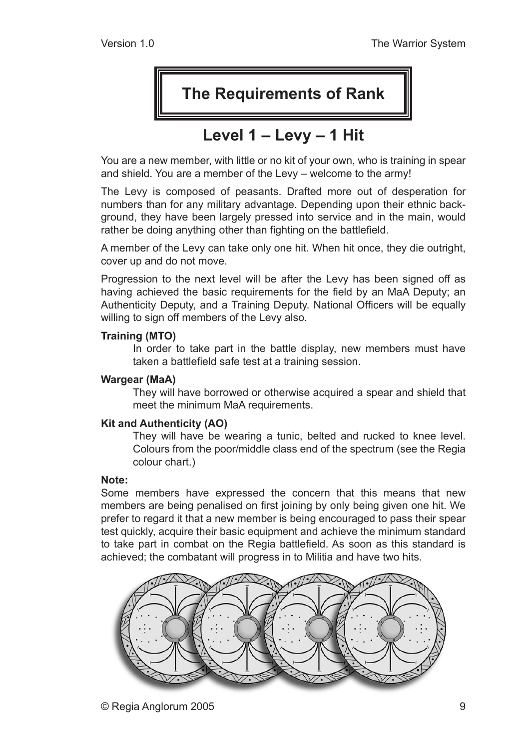# The Requirements of Rank

## Level 1 – Levy – 1 Hit

You are a new member, with little or no kit of your own, who is training in spear and shield. You are a member of the Levy – welcome to the army!

The Levy is composed of peasants. Drafted more out of desperation for numbers than for any military advantage. Depending upon their ethnic background, they have been largely pressed into service and in the main, would rather be doing anything other than fighting on the battlefield.

A member of the Levy can take only one hit. When hit once, they die outright, cover up and do not move.

Progression to the next level will be after the Levy has been signed off as having achieved the basic requirements for the field by an MaA Deputy; an Authenticity Deputy, and a Training Deputy. National Officers will be equally willing to sign off members of the Levy also.

**Training (MTO)**

In order to take part in the battle display, new members must have taken a battlefield safe test at a training session.

**Wargear (MaA)**

They will have borrowed or otherwise acquired a spear and shield that meet the minimum MaA requirements.

**Kit and Authenticity (AO)**

They will have be wearing a tunic, belted and rucked to knee level. Colours from the poor/middle class end of the spectrum (see the Regia colour chart.)

**Note:**

Some members have expressed the concern that this means that new members are being penalised on first joining by only being given one hit. We prefer to regard it that a new member is being encouraged to pass their spear test quickly, acquire their basic equipment and achieve the minimum standard to take part in combat on the Regia battlefield. As soon as this standard is achieved; the combatant will progress in to Militia and have two hits.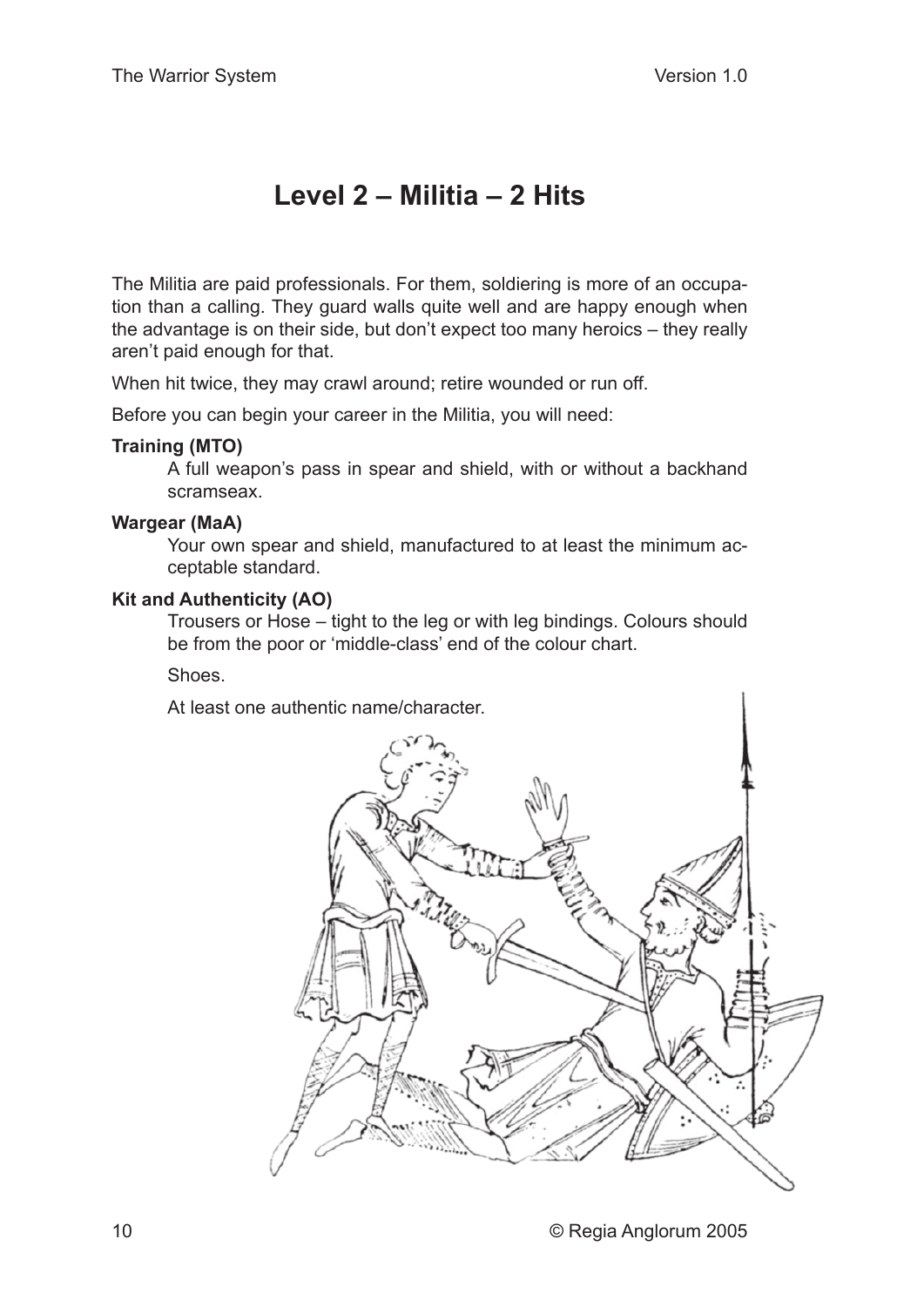# Level 2 – Militia – 2 Hits

The Militia are paid professionals. For them, soldiering is more of an occupation than a calling. They guard walls quite well and are happy enough when the advantage is on their side, but don't expect too many heroics – they really aren't paid enough for that.

When hit twice, they may crawl around; retire wounded or run off.

Before you can begin your career in the Militia, you will need:

**Training (MTO)**

A full weapon's pass in spear and shield, with or without a backhand scramseax.

**Wargear (MaA)**

Your own spear and shield, manufactured to at least the minimum acceptable standard.

**Kit and Authenticity (AO)**

Trousers or Hose – tight to the leg or with leg bindings. Colours should be from the poor or 'middle-class' end of the colour chart.

Shoes.

At least one authentic name/character.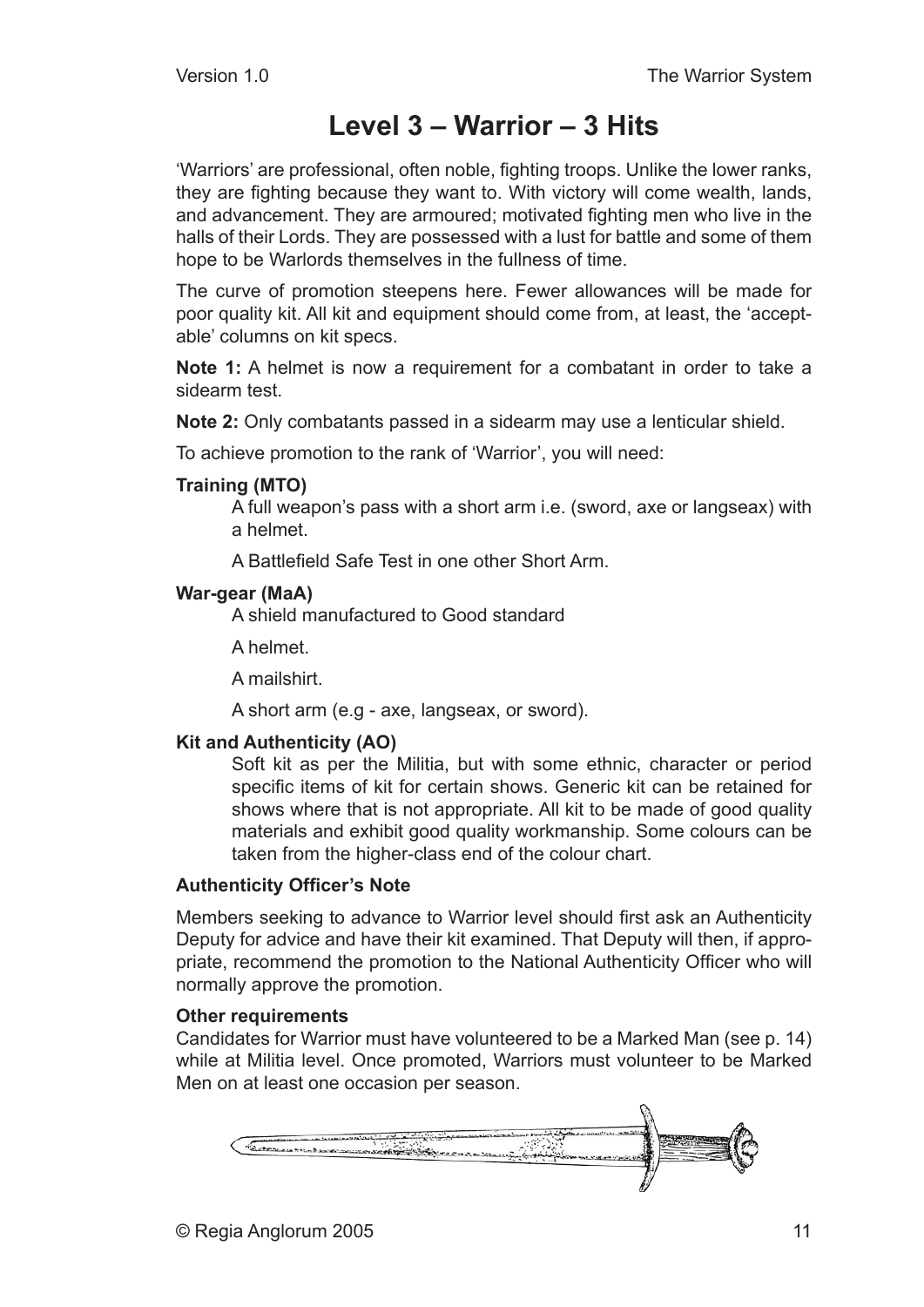# Level 3 – Warrior – 3 Hits

'Warriors' are professional, often noble, fighting troops. Unlike the lower ranks, they are fighting because they want to. With victory will come wealth, lands, and advancement. They are armoured; motivated fighting men who live in the halls of their Lords. They are possessed with a lust for battle and some of them hope to be Warlords themselves in the fullness of time.

The curve of promotion steepens here. Fewer allowances will be made for poor quality kit. All kit and equipment should come from, at least, the 'acceptable' columns on kit specs.

**Note 1:** A helmet is now a requirement for a combatant in order to take a sidearm test.

**Note 2:** Only combatants passed in a sidearm may use a lenticular shield.

To achieve promotion to the rank of 'Warrior', you will need:

**Training (MTO)**

A full weapon's pass with a short arm i.e. (sword, axe or langseax) with a helmet.

A Battlefield Safe Test in one other Short Arm.

**War-gear (MaA)**

A shield manufactured to Good standard

A helmet.

A mailshirt.

A short arm (e.g - axe, langseax, or sword).

**Kit and Authenticity (AO)**

Soft kit as per the Militia, but with some ethnic, character or period specific items of kit for certain shows. Generic kit can be retained for shows where that is not appropriate. All kit to be made of good quality materials and exhibit good quality workmanship. Some colours can be taken from the higher-class end of the colour chart.

**Authenticity Officer's Note**

Members seeking to advance to Warrior level should first ask an Authenticity Deputy for advice and have their kit examined. That Deputy will then, if appropriate, recommend the promotion to the National Authenticity Officer who will normally approve the promotion.

**Other requirements**

Candidates for Warrior must have volunteered to be a Marked Man (see p. 14) while at Militia level. Once promoted, Warriors must volunteer to be Marked Men on at least one occasion per season.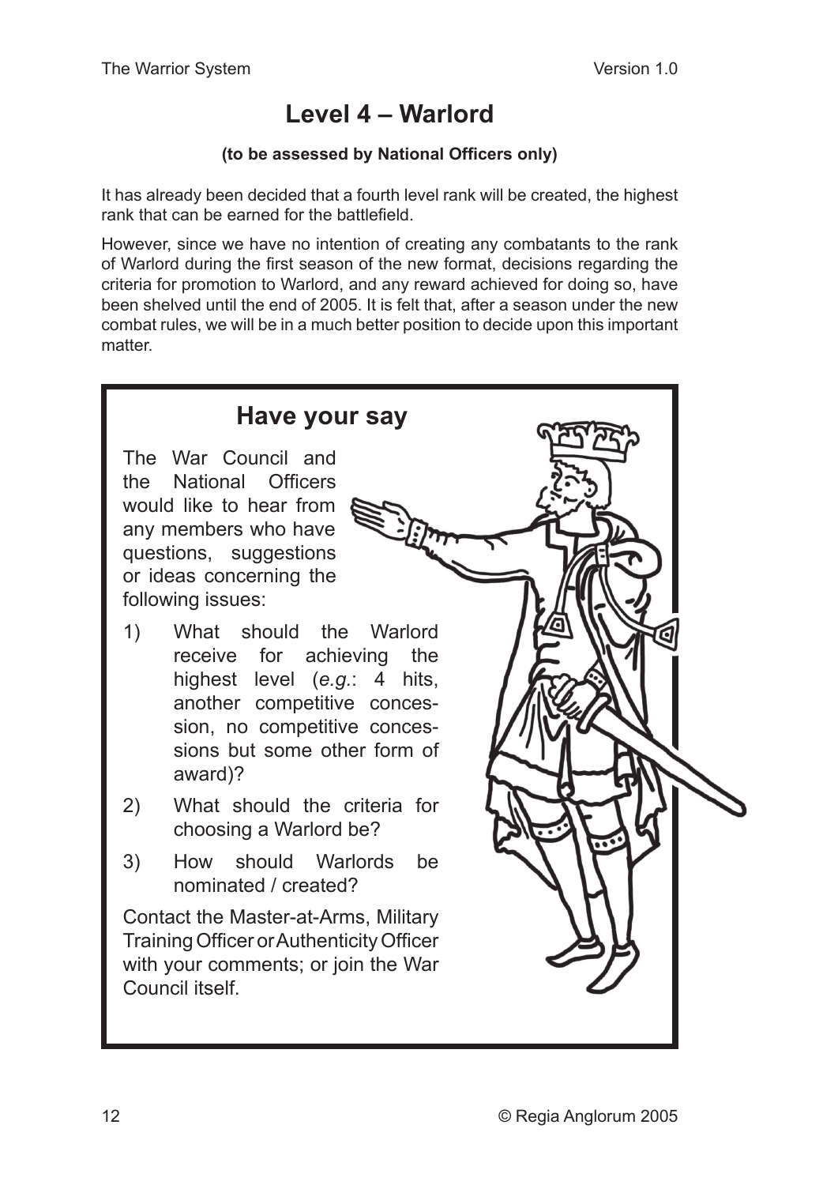# Level 4 – Warlord

**(to be assessed by National Officers only)**

It has already been decided that a fourth level rank will be created, the highest rank that can be earned for the battlefield.

However, since we have no intention of creating any combatants to the rank of Warlord during the first season of the new format, decisions regarding the criteria for promotion to Warlord, and any reward achieved for doing so, have been shelved until the end of 2005. It is felt that, after a season under the new combat rules, we will be in a much better position to decide upon this important matter.

## Have your say

The War Council and the National Officers would like to hear from any members who have questions, suggestions or ideas concerning the following issues:

1) What should the Warlord receive for achieving the highest level (*e.g.*: 4 hits, another competitive concession, no competitive concessions but some other form of award)?
2) What should the criteria for choosing a Warlord be?
3) How should Warlords be nominated / created?

Contact the Master-at-Arms, Military Training Officer or Authenticity Officer with your comments; or join the War Council itself.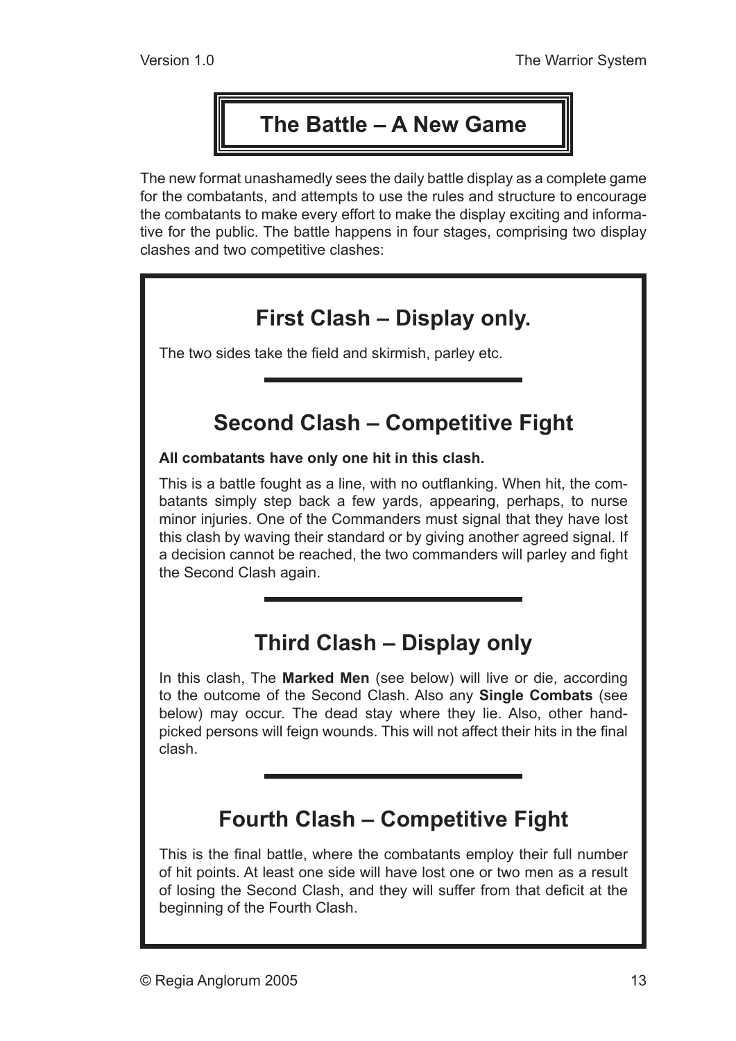# The Battle – A New Game

The new format unashamedly sees the daily battle display as a complete game for the combatants, and attempts to use the rules and structure to encourage the combatants to make every effort to make the display exciting and informative for the public. The battle happens in four stages, comprising two display clashes and two competitive clashes:

## First Clash – Display only.

The two sides take the field and skirmish, parley etc.

---

## Second Clash – Competitive Fight

**All combatants have only one hit in this clash.**

This is a battle fought as a line, with no outflanking. When hit, the combatants simply step back a few yards, appearing, perhaps, to nurse minor injuries. One of the Commanders must signal that they have lost this clash by waving their standard or by giving another agreed signal. If a decision cannot be reached, the two commanders will parley and fight the Second Clash again.

---

## Third Clash – Display only

In this clash, The **Marked Men** (see below) will live or die, according to the outcome of the Second Clash. Also any **Single Combats** (see below) may occur. The dead stay where they lie. Also, other hand-picked persons will feign wounds. This will not affect their hits in the final clash.

---

## Fourth Clash – Competitive Fight

This is the final battle, where the combatants employ their full number of hit points. At least one side will have lost one or two men as a result of losing the Second Clash, and they will suffer from that deficit at the beginning of the Fourth Clash.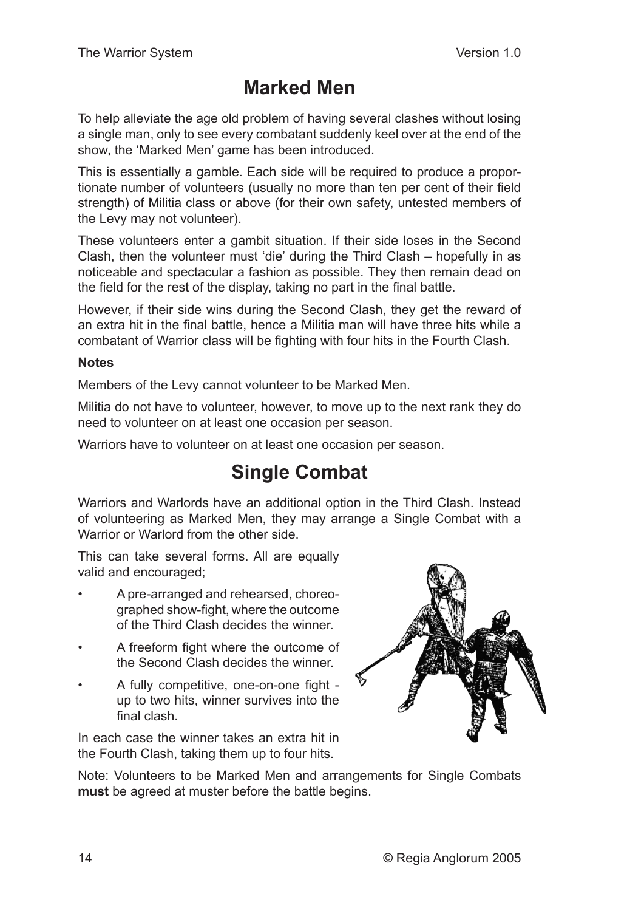## Marked Men

To help alleviate the age old problem of having several clashes without losing a single man, only to see every combatant suddenly keel over at the end of the show, the 'Marked Men' game has been introduced.

This is essentially a gamble. Each side will be required to produce a proportionate number of volunteers (usually no more than ten per cent of their field strength) of Militia class or above (for their own safety, untested members of the Levy may not volunteer).

These volunteers enter a gambit situation. If their side loses in the Second Clash, then the volunteer must 'die' during the Third Clash – hopefully in as noticeable and spectacular a fashion as possible. They then remain dead on the field for the rest of the display, taking no part in the final battle.

However, if their side wins during the Second Clash, they get the reward of an extra hit in the final battle, hence a Militia man will have three hits while a combatant of Warrior class will be fighting with four hits in the Fourth Clash.

**Notes**

Members of the Levy cannot volunteer to be Marked Men.

Militia do not have to volunteer, however, to move up to the next rank they do need to volunteer on at least one occasion per season.

Warriors have to volunteer on at least one occasion per season.

## Single Combat

Warriors and Warlords have an additional option in the Third Clash. Instead of volunteering as Marked Men, they may arrange a Single Combat with a Warrior or Warlord from the other side.

This can take several forms. All are equally valid and encouraged;

- A pre-arranged and rehearsed, choreographed show-fight, where the outcome of the Third Clash decides the winner.
- A freeform fight where the outcome of the Second Clash decides the winner.
- A fully competitive, one-on-one fight - up to two hits, winner survives into the final clash.

In each case the winner takes an extra hit in the Fourth Clash, taking them up to four hits.

Note: Volunteers to be Marked Men and arrangements for Single Combats **must** be agreed at muster before the battle begins.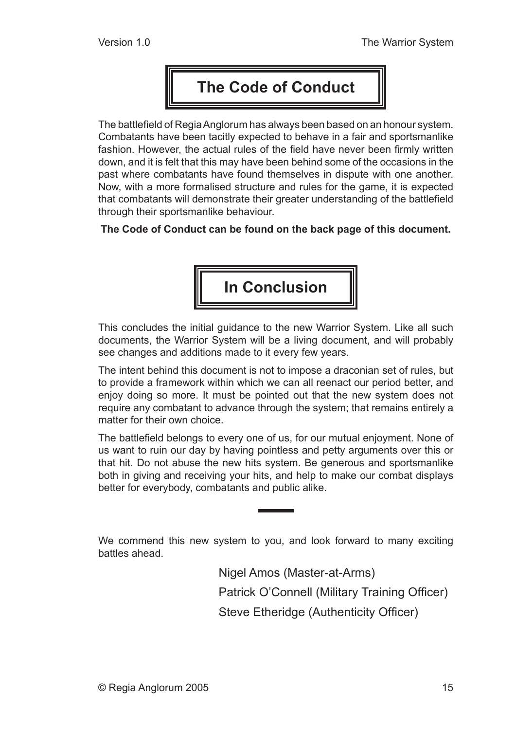## The Code of Conduct

The battlefield of Regia Anglorum has always been based on an honour system. Combatants have been tacitly expected to behave in a fair and sportsmanlike fashion. However, the actual rules of the field have never been firmly written down, and it is felt that this may have been behind some of the occasions in the past where combatants have found themselves in dispute with one another. Now, with a more formalised structure and rules for the game, it is expected that combatants will demonstrate their greater understanding of the battlefield through their sportsmanlike behaviour.

**The Code of Conduct can be found on the back page of this document.**

## In Conclusion

This concludes the initial guidance to the new Warrior System. Like all such documents, the Warrior System will be a living document, and will probably see changes and additions made to it every few years.

The intent behind this document is not to impose a draconian set of rules, but to provide a framework within which we can all reenact our period better, and enjoy doing so more. It must be pointed out that the new system does not require any combatant to advance through the system; that remains entirely a matter for their own choice.

The battlefield belongs to every one of us, for our mutual enjoyment. None of us want to ruin our day by having pointless and petty arguments over this or that hit. Do not abuse the new hits system. Be generous and sportsmanlike both in giving and receiving your hits, and help to make our combat displays better for everybody, combatants and public alike.

---

We commend this new system to you, and look forward to many exciting battles ahead.

Nigel Amos (Master-at-Arms)

Patrick O'Connell (Military Training Officer)

Steve Etheridge (Authenticity Officer)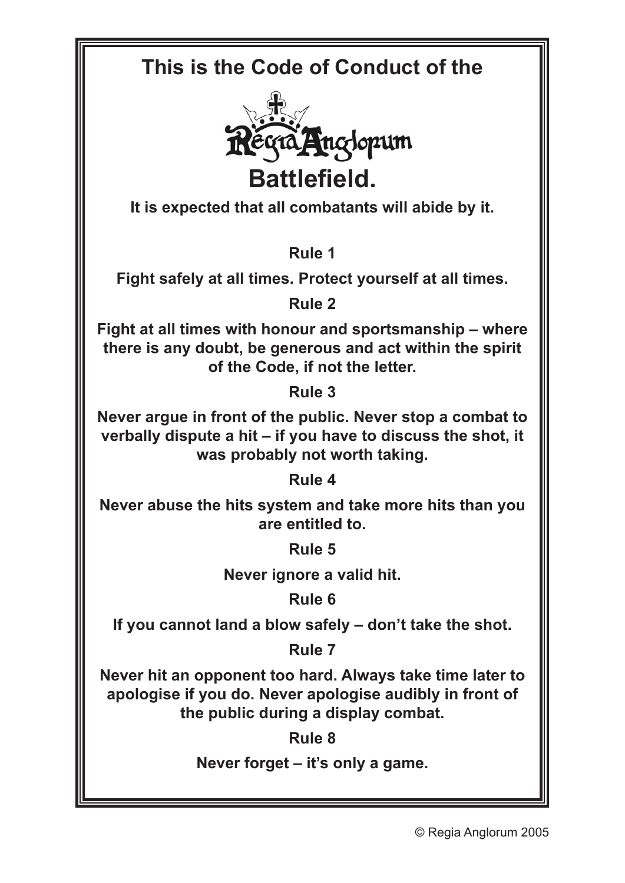# This is the Code of Conduct of the Regia Anglorum Battlefield.

**It is expected that all combatants will abide by it.**

**Rule 1**

**Fight safely at all times. Protect yourself at all times.**

**Rule 2**

**Fight at all times with honour and sportsmanship – where there is any doubt, be generous and act within the spirit of the Code, if not the letter.**

**Rule 3**

**Never argue in front of the public. Never stop a combat to verbally dispute a hit – if you have to discuss the shot, it was probably not worth taking.**

**Rule 4**

**Never abuse the hits system and take more hits than you are entitled to.**

**Rule 5**

**Never ignore a valid hit.**

**Rule 6**

**If you cannot land a blow safely – don't take the shot.**

**Rule 7**

**Never hit an opponent too hard. Always take time later to apologise if you do. Never apologise audibly in front of the public during a display combat.**

**Rule 8**

**Never forget – it's only a game.**

© Regia Anglorum 2005